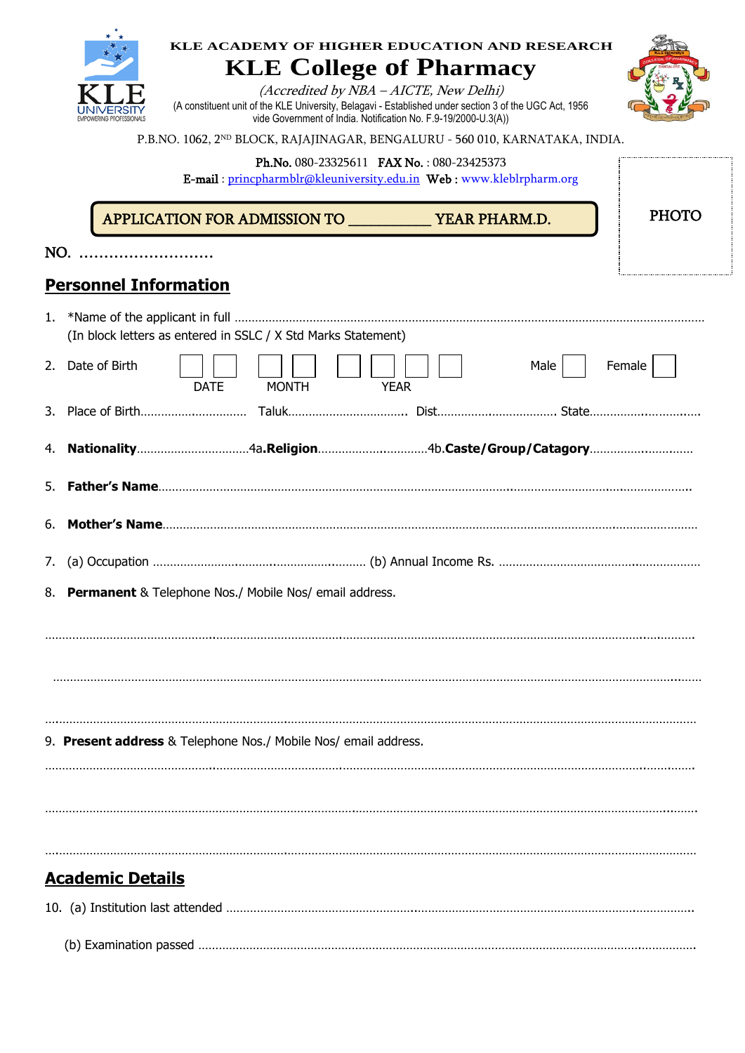KLE ACADEMY OF HIGHER EDUCATION AND RESEARCH

# KLE College of Pharmacy

*(Accredited by NBA – AICTE, New Delhi)*

(A constituent unit of the KLE University, Belagavi - Established under section 3 of the UGC Act, 1956 vide Government of India. Notification No. F.9-19/2000-U.3(A))

P.B.NO. 1062, 2ND BLOCK, RAJAJINAGAR, BENGALURU - 560 010, KARNATAKA, INDIA.

**Ph.No.** 080-23325611 **FAX No.** : 080-23425373

**E-mail** : princpharmblr@kleuniversity.edu.in **Web** : www.kleblrpharm.org

PHOTO

**APPLICATION FOR ADMISSION TO __________ YEAR PHARM.D.**

NO. ……………………….

## Personnel Information

1. *Name of the applicant in full ……………………………………………………………………………………………………
   (In block letters as entered in SSLC / X Std Marks Statement)

2. Date of Birth ☐☐ ☐☐ ☐☐☐☐ Male ☐ Female ☐
   DATE MONTH YEAR

3. Place of Birth………………………… Taluk……………………………. Dist……………………………. State…………………………

4. **Nationality**……………………………4a.**Religion**…………………………4b.**Caste/Group/Catagory**……………………………

5. **Father's Name**…………………………………………………………………………………………………………………

6. **Mother's Name**………………………………………………………………………………………………………………

7. (a) Occupation ……………………………………………………… (b) Annual Income Rs. …………………………………………………

8. **Permanent** & Telephone Nos./ Mobile Nos/ email address.

……………………………………………………………………………………………………………………………………

……………………………………………………………………………………………………………………………………

……………………………………………………………………………………………………………………………………

9. **Present address** & Telephone Nos./ Mobile Nos/ email address.

……………………………………………………………………………………………………………………………………

……………………………………………………………………………………………………………………………………

……………………………………………………………………………………………………………………………………

## Academic Details

10. (a) Institution last attended ……………………………………………………………………………………………………

    (b) Examination passed ………………………………………………………………………………………………………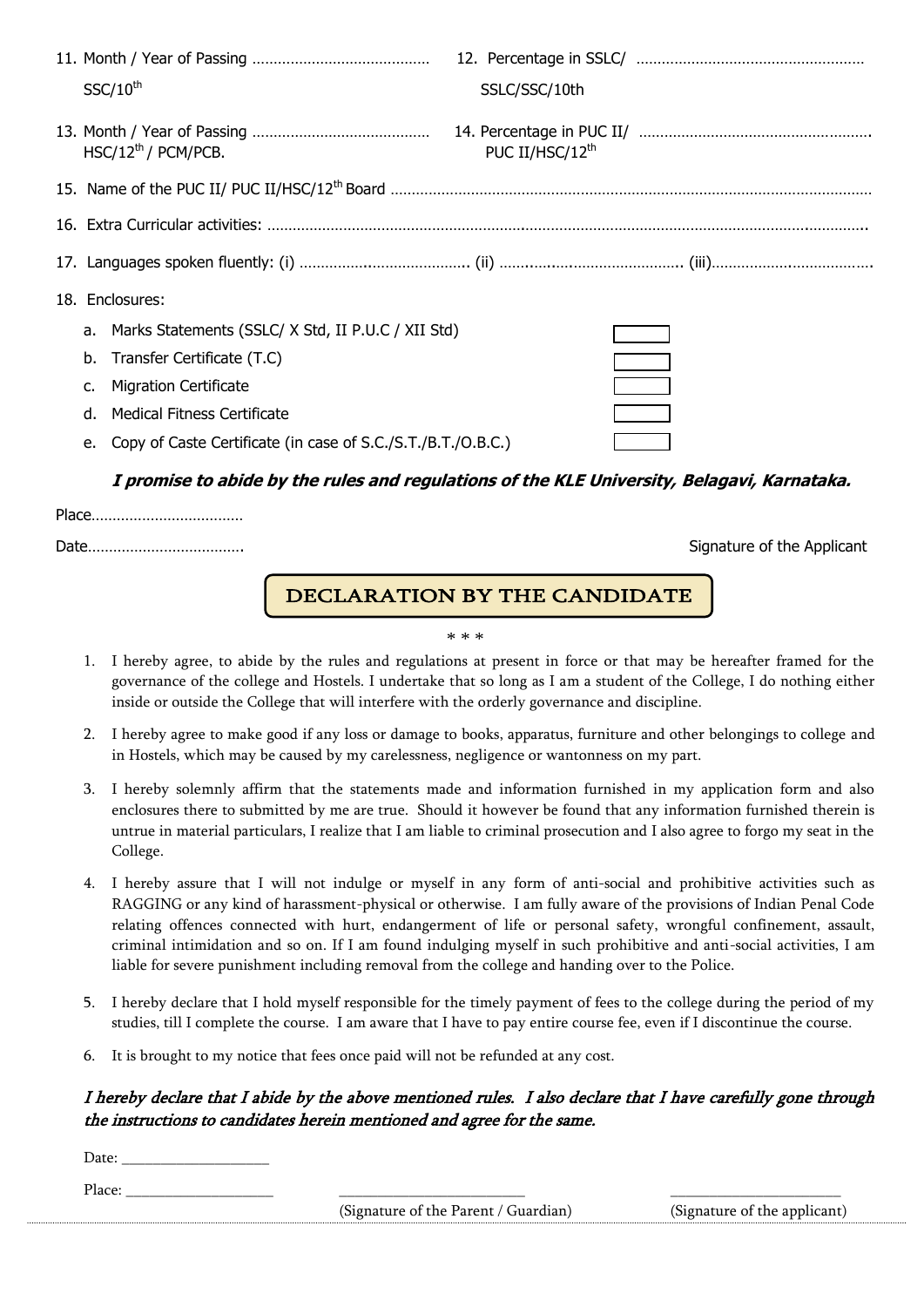11. Month / Year of Passing ……………………………………  SSC/10th

12. Percentage in SSLC/ SSLC/SSC/10th ………………………………………………

13. Month / Year of Passing …………………………………… HSC/12th / PCM/PCB.

14. Percentage in PUC II/ PUC II/HSC/12th ……………………………………………….

15. Name of the PUC II/ PUC II/HSC/12th Board ……………………………………………………………………………………………

16. Extra Curricular activities: ……………………………………………………………………………………………………………………..

17. Languages spoken fluently: (i) ………………………………….. (ii) ………………………………….. (iii)……………………………….

18. Enclosures:

    a. Marks Statements (SSLC/ X Std, II P.U.C / XII Std) ☐
    b. Transfer Certificate (T.C) ☐
    c. Migration Certificate ☐
    d. Medical Fitness Certificate ☐
    e. Copy of Caste Certificate (in case of S.C./S.T./B.T./O.B.C.) ☐

***I promise to abide by the rules and regulations of the KLE University, Belagavi, Karnataka.***

Place……………………………..

Date……………………………..

Signature of the Applicant

## DECLARATION BY THE CANDIDATE

\* \* \*

1. I hereby agree, to abide by the rules and regulations at present in force or that may be hereafter framed for the governance of the college and Hostels. I undertake that so long as I am a student of the College, I do nothing either inside or outside the College that will interfere with the orderly governance and discipline.

2. I hereby agree to make good if any loss or damage to books, apparatus, furniture and other belongings to college and in Hostels, which may be caused by my carelessness, negligence or wantonness on my part.

3. I hereby solemnly affirm that the statements made and information furnished in my application form and also enclosures there to submitted by me are true. Should it however be found that any information furnished therein is untrue in material particulars, I realize that I am liable to criminal prosecution and I also agree to forgo my seat in the College.

4. I hereby assure that I will not indulge or myself in any form of anti-social and prohibitive activities such as RAGGING or any kind of harassment-physical or otherwise. I am fully aware of the provisions of Indian Penal Code relating offences connected with hurt, endangerment of life or personal safety, wrongful confinement, assault, criminal intimidation and so on. If I am found indulging myself in such prohibitive and anti-social activities, I am liable for severe punishment including removal from the college and handing over to the Police.

5. I hereby declare that I hold myself responsible for the timely payment of fees to the college during the period of my studies, till I complete the course. I am aware that I have to pay entire course fee, even if I discontinue the course.

6. It is brought to my notice that fees once paid will not be refunded at any cost.

***I hereby declare that I abide by the above mentioned rules. I also declare that I have carefully gone through the instructions to candidates herein mentioned and agree for the same.***

Date: ___________________

Place: ___________________

(Signature of the Parent / Guardian)

(Signature of the applicant)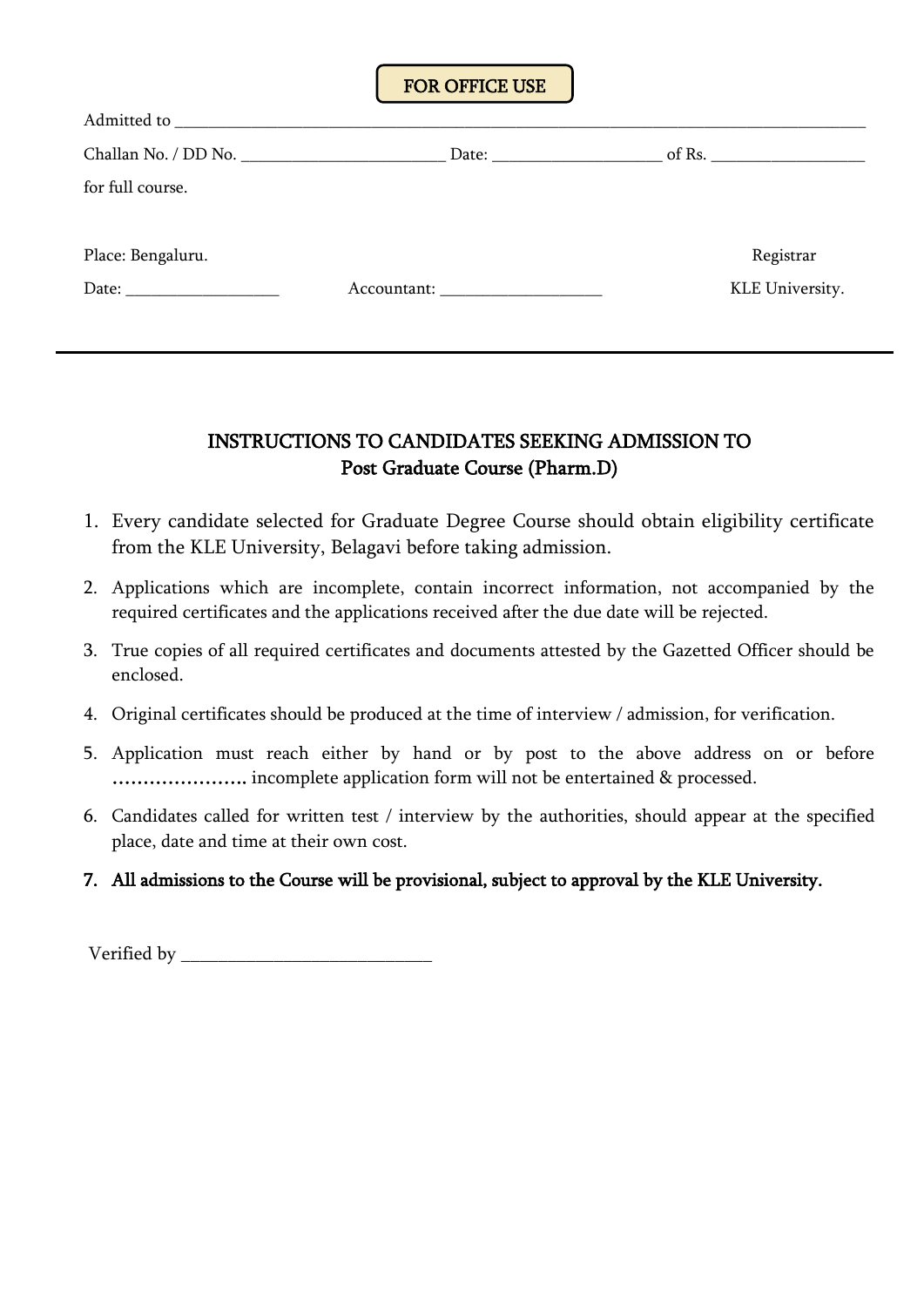**FOR OFFICE USE**

Admitted to ________________________________________________________________________________

Challan No. / DD No. ________________________ Date: ____________________ of Rs. __________________

for full course.

Place: Bengaluru. Registrar

Date: ___________________ Accountant: ____________________ KLE University.

---

## INSTRUCTIONS TO CANDIDATES SEEKING ADMISSION TO Post Graduate Course (Pharm.D)

1. Every candidate selected for Graduate Degree Course should obtain eligibility certificate from the KLE University, Belagavi before taking admission.
2. Applications which are incomplete, contain incorrect information, not accompanied by the required certificates and the applications received after the due date will be rejected.
3. True copies of all required certificates and documents attested by the Gazetted Officer should be enclosed.
4. Original certificates should be produced at the time of interview / admission, for verification.
5. Application must reach either by hand or by post to the above address on or before …………………. incomplete application form will not be entertained & processed.
6. Candidates called for written test / interview by the authorities, should appear at the specified place, date and time at their own cost.
7. **All admissions to the Course will be provisional, subject to approval by the KLE University.**

Verified by ____________________________